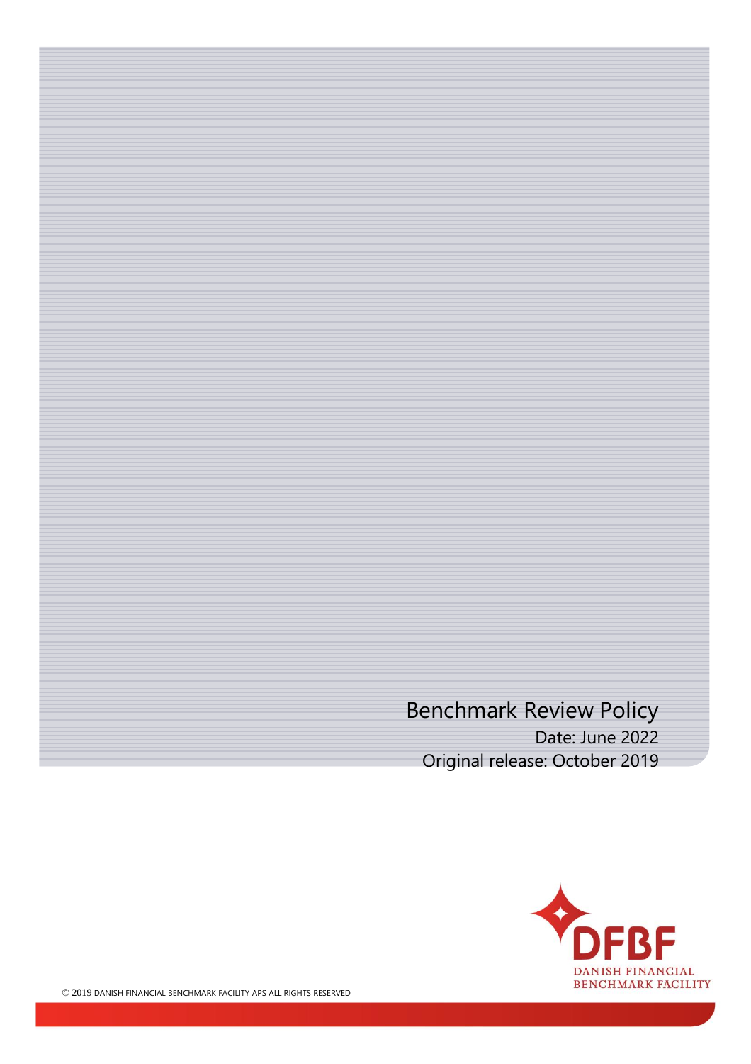# Benchmark Review Policy

Date: June 2022

Original release: October 2019

DFBF

DANISH FINANCIAL BENCHMARK FACILITY

© 2019 DANISH FINANCIAL BENCHMARK FACILITY APS ALL RIGHTS RESERVED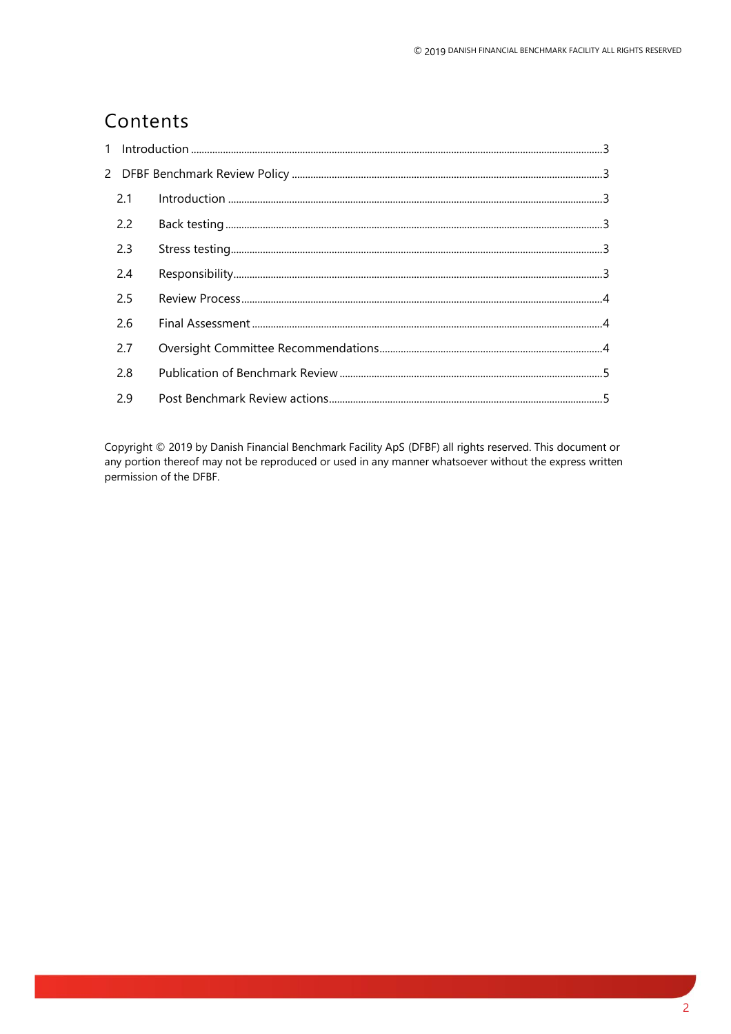# Contents

1 Introduction ..... 3

2 DFBF Benchmark Review Policy ..... 3

- 2.1 Introduction ..... 3
- 2.2 Back testing ..... 3
- 2.3 Stress testing ..... 3
- 2.4 Responsibility ..... 3
- 2.5 Review Process ..... 4
- 2.6 Final Assessment ..... 4
- 2.7 Oversight Committee Recommendations ..... 4
- 2.8 Publication of Benchmark Review ..... 5
- 2.9 Post Benchmark Review actions ..... 5

Copyright © 2019 by Danish Financial Benchmark Facility ApS (DFBF) all rights reserved. This document or any portion thereof may not be reproduced or used in any manner whatsoever without the express written permission of the DFBF.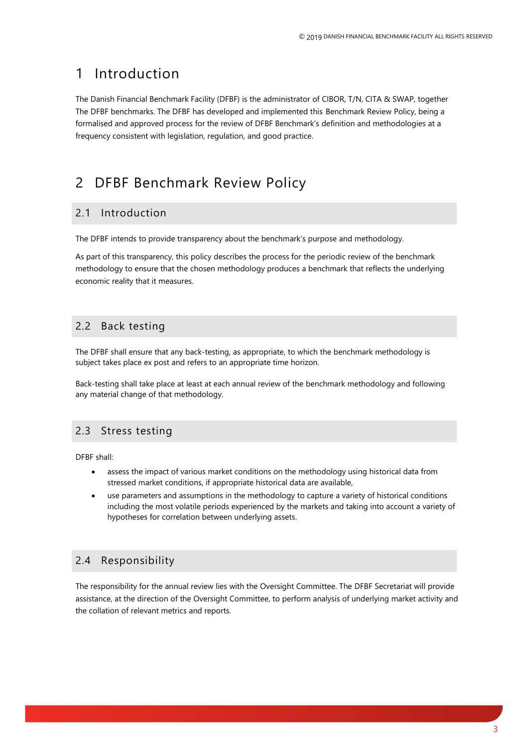# 1 Introduction

The Danish Financial Benchmark Facility (DFBF) is the administrator of CIBOR, T/N, CITA & SWAP, together The DFBF benchmarks. The DFBF has developed and implemented this Benchmark Review Policy, being a formalised and approved process for the review of DFBF Benchmark's definition and methodologies at a frequency consistent with legislation, regulation, and good practice.

# 2 DFBF Benchmark Review Policy

## 2.1 Introduction

The DFBF intends to provide transparency about the benchmark's purpose and methodology.

As part of this transparency, this policy describes the process for the periodic review of the benchmark methodology to ensure that the chosen methodology produces a benchmark that reflects the underlying economic reality that it measures.

## 2.2 Back testing

The DFBF shall ensure that any back-testing, as appropriate, to which the benchmark methodology is subject takes place ex post and refers to an appropriate time horizon.

Back-testing shall take place at least at each annual review of the benchmark methodology and following any material change of that methodology.

## 2.3 Stress testing

DFBF shall:

- assess the impact of various market conditions on the methodology using historical data from stressed market conditions, if appropriate historical data are available,
- use parameters and assumptions in the methodology to capture a variety of historical conditions including the most volatile periods experienced by the markets and taking into account a variety of hypotheses for correlation between underlying assets.

## 2.4 Responsibility

The responsibility for the annual review lies with the Oversight Committee. The DFBF Secretariat will provide assistance, at the direction of the Oversight Committee, to perform analysis of underlying market activity and the collation of relevant metrics and reports.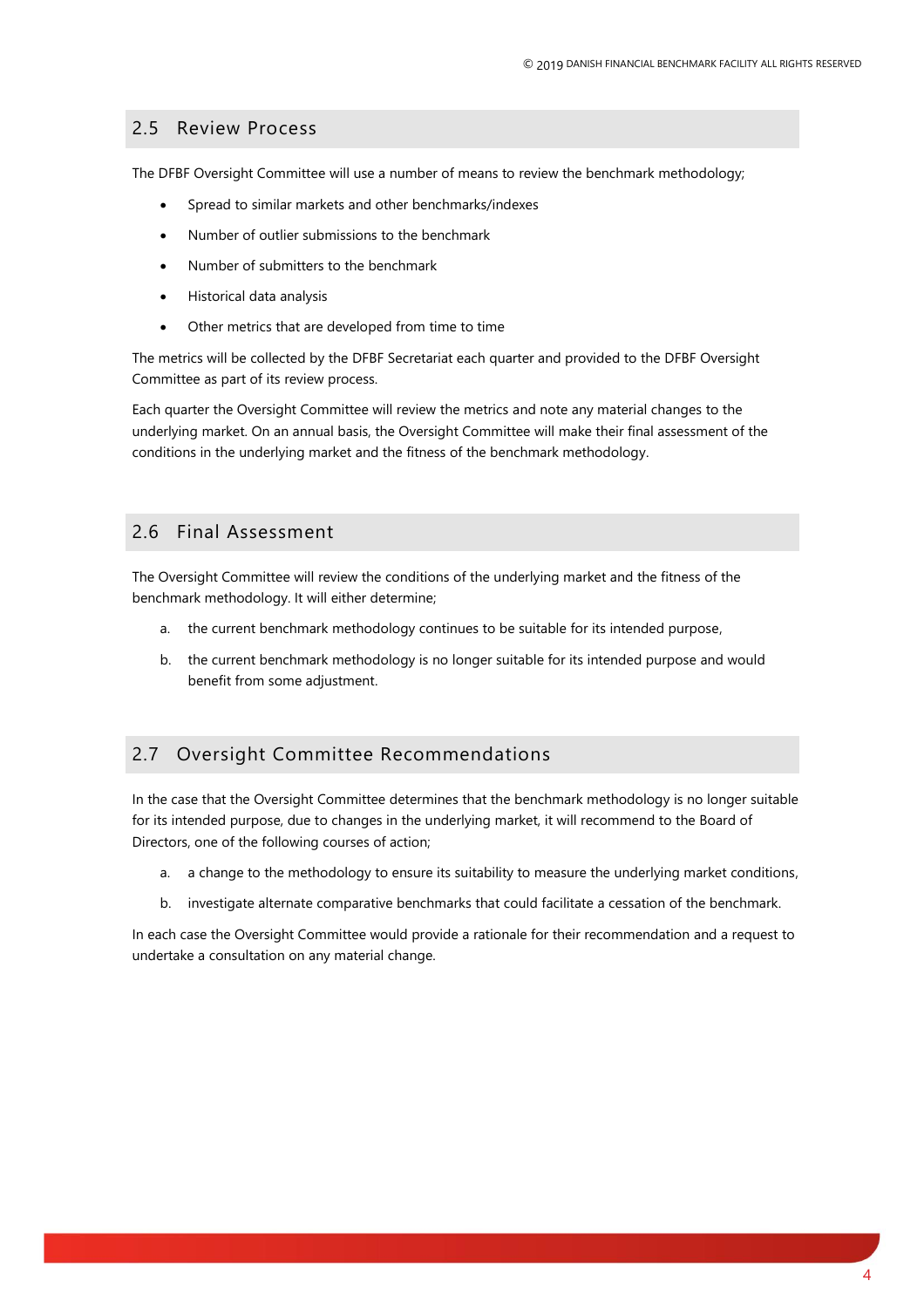## 2.5 Review Process

The DFBF Oversight Committee will use a number of means to review the benchmark methodology;

- Spread to similar markets and other benchmarks/indexes
- Number of outlier submissions to the benchmark
- Number of submitters to the benchmark
- Historical data analysis
- Other metrics that are developed from time to time

The metrics will be collected by the DFBF Secretariat each quarter and provided to the DFBF Oversight Committee as part of its review process.

Each quarter the Oversight Committee will review the metrics and note any material changes to the underlying market. On an annual basis, the Oversight Committee will make their final assessment of the conditions in the underlying market and the fitness of the benchmark methodology.

## 2.6 Final Assessment

The Oversight Committee will review the conditions of the underlying market and the fitness of the benchmark methodology. It will either determine;

a. the current benchmark methodology continues to be suitable for its intended purpose,

b. the current benchmark methodology is no longer suitable for its intended purpose and would benefit from some adjustment.

## 2.7 Oversight Committee Recommendations

In the case that the Oversight Committee determines that the benchmark methodology is no longer suitable for its intended purpose, due to changes in the underlying market, it will recommend to the Board of Directors, one of the following courses of action;

a. a change to the methodology to ensure its suitability to measure the underlying market conditions,

b. investigate alternate comparative benchmarks that could facilitate a cessation of the benchmark.

In each case the Oversight Committee would provide a rationale for their recommendation and a request to undertake a consultation on any material change.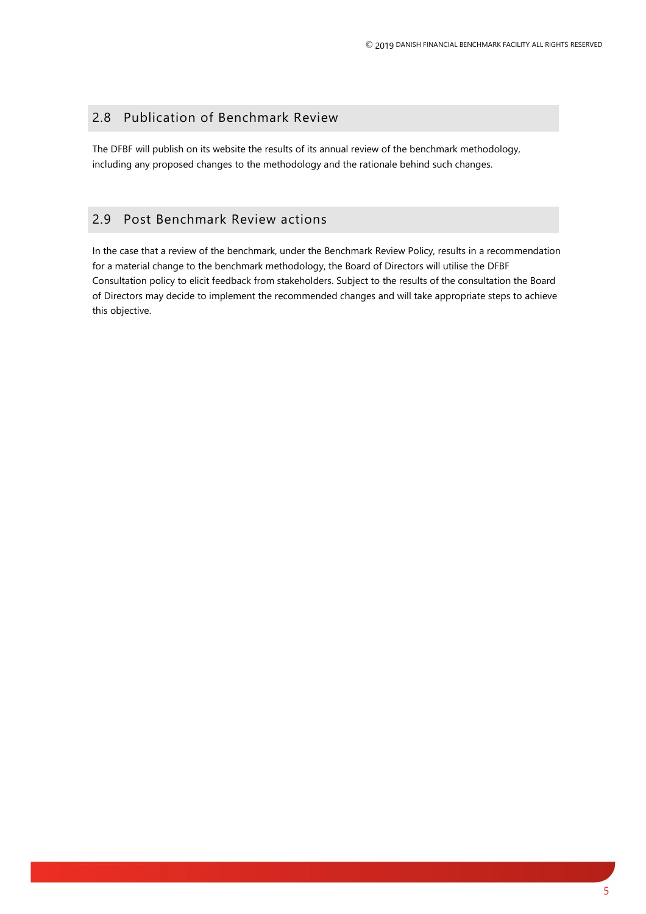## 2.8 Publication of Benchmark Review

The DFBF will publish on its website the results of its annual review of the benchmark methodology, including any proposed changes to the methodology and the rationale behind such changes.

## 2.9 Post Benchmark Review actions

In the case that a review of the benchmark, under the Benchmark Review Policy, results in a recommendation for a material change to the benchmark methodology, the Board of Directors will utilise the DFBF Consultation policy to elicit feedback from stakeholders. Subject to the results of the consultation the Board of Directors may decide to implement the recommended changes and will take appropriate steps to achieve this objective.